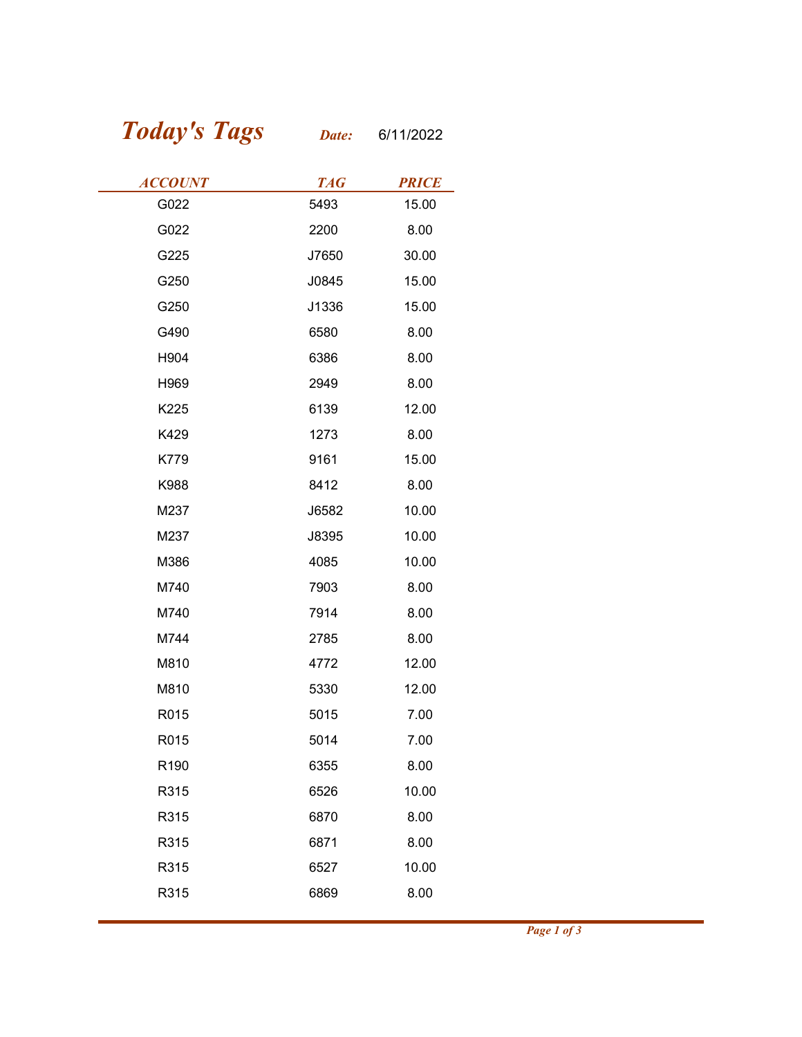# *Today's Tags*

***Date:*** 6/11/2022

| ACCOUNT | TAG | PRICE |
|---|---|---|
| G022 | 5493 | 15.00 |
| G022 | 2200 | 8.00 |
| G225 | J7650 | 30.00 |
| G250 | J0845 | 15.00 |
| G250 | J1336 | 15.00 |
| G490 | 6580 | 8.00 |
| H904 | 6386 | 8.00 |
| H969 | 2949 | 8.00 |
| K225 | 6139 | 12.00 |
| K429 | 1273 | 8.00 |
| K779 | 9161 | 15.00 |
| K988 | 8412 | 8.00 |
| M237 | J6582 | 10.00 |
| M237 | J8395 | 10.00 |
| M386 | 4085 | 10.00 |
| M740 | 7903 | 8.00 |
| M740 | 7914 | 8.00 |
| M744 | 2785 | 8.00 |
| M810 | 4772 | 12.00 |
| M810 | 5330 | 12.00 |
| R015 | 5015 | 7.00 |
| R015 | 5014 | 7.00 |
| R190 | 6355 | 8.00 |
| R315 | 6526 | 10.00 |
| R315 | 6870 | 8.00 |
| R315 | 6871 | 8.00 |
| R315 | 6527 | 10.00 |
| R315 | 6869 | 8.00 |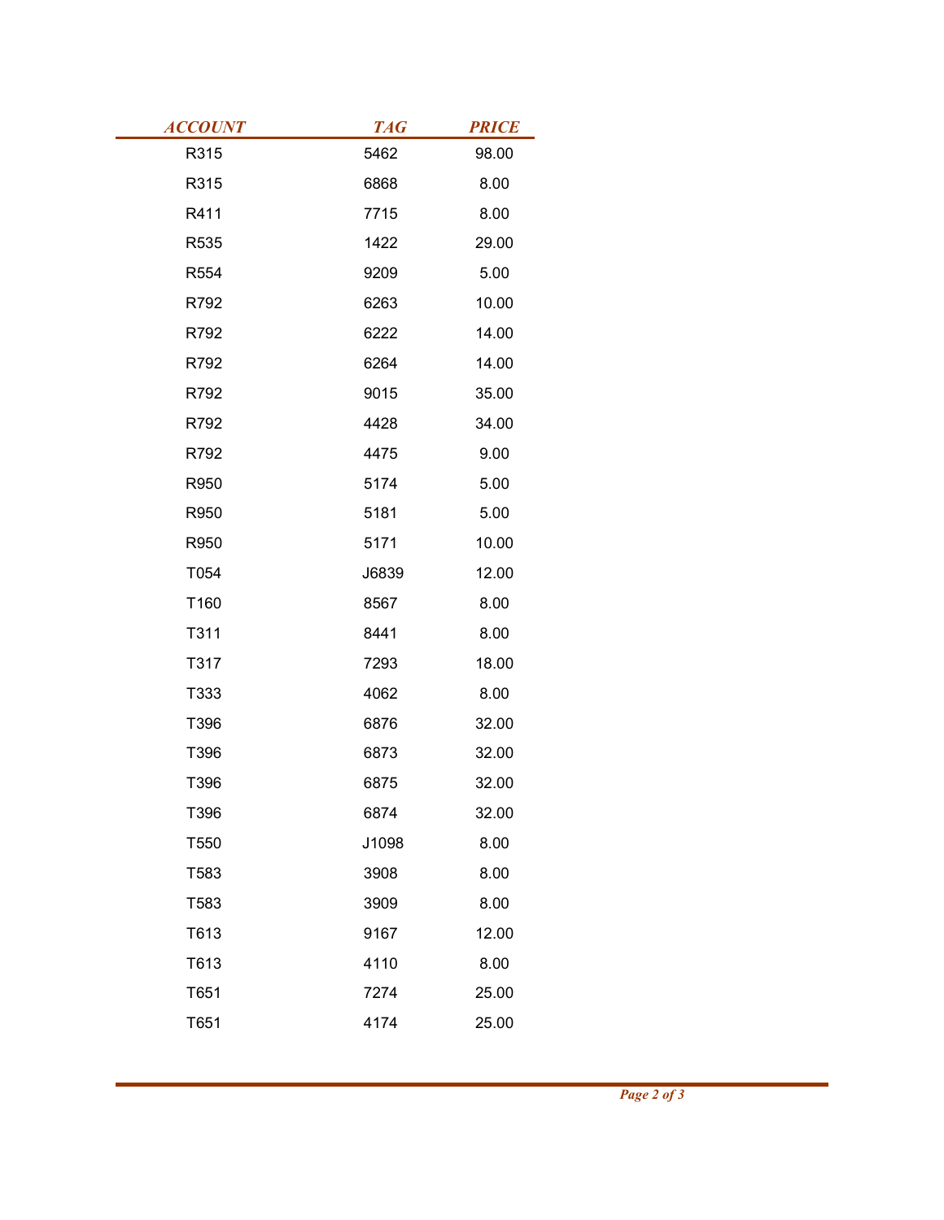| ACCOUNT | TAG | PRICE |
| --- | --- | --- |
| R315 | 5462 | 98.00 |
| R315 | 6868 | 8.00 |
| R411 | 7715 | 8.00 |
| R535 | 1422 | 29.00 |
| R554 | 9209 | 5.00 |
| R792 | 6263 | 10.00 |
| R792 | 6222 | 14.00 |
| R792 | 6264 | 14.00 |
| R792 | 9015 | 35.00 |
| R792 | 4428 | 34.00 |
| R792 | 4475 | 9.00 |
| R950 | 5174 | 5.00 |
| R950 | 5181 | 5.00 |
| R950 | 5171 | 10.00 |
| T054 | J6839 | 12.00 |
| T160 | 8567 | 8.00 |
| T311 | 8441 | 8.00 |
| T317 | 7293 | 18.00 |
| T333 | 4062 | 8.00 |
| T396 | 6876 | 32.00 |
| T396 | 6873 | 32.00 |
| T396 | 6875 | 32.00 |
| T396 | 6874 | 32.00 |
| T550 | J1098 | 8.00 |
| T583 | 3908 | 8.00 |
| T583 | 3909 | 8.00 |
| T613 | 9167 | 12.00 |
| T613 | 4110 | 8.00 |
| T651 | 7274 | 25.00 |
| T651 | 4174 | 25.00 |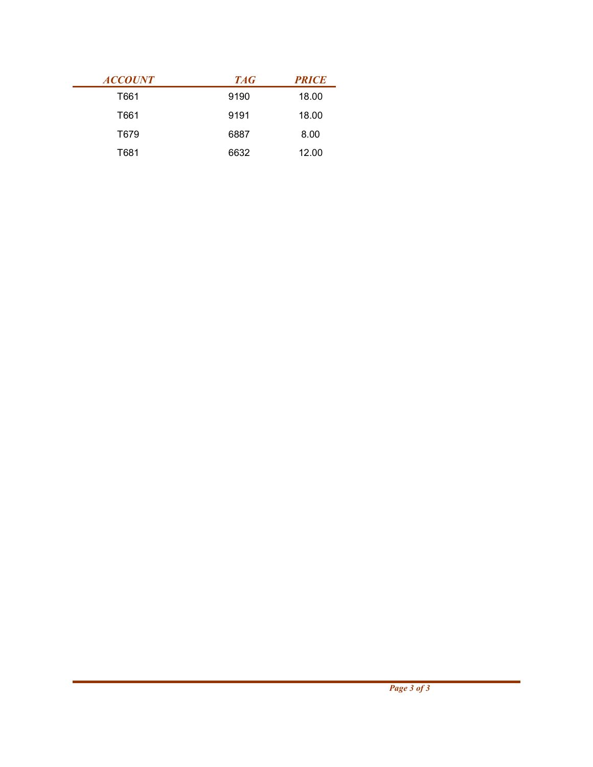| ACCOUNT | TAG | PRICE |
|---|---|---|
| T661 | 9190 | 18.00 |
| T661 | 9191 | 18.00 |
| T679 | 6887 | 8.00 |
| T681 | 6632 | 12.00 |